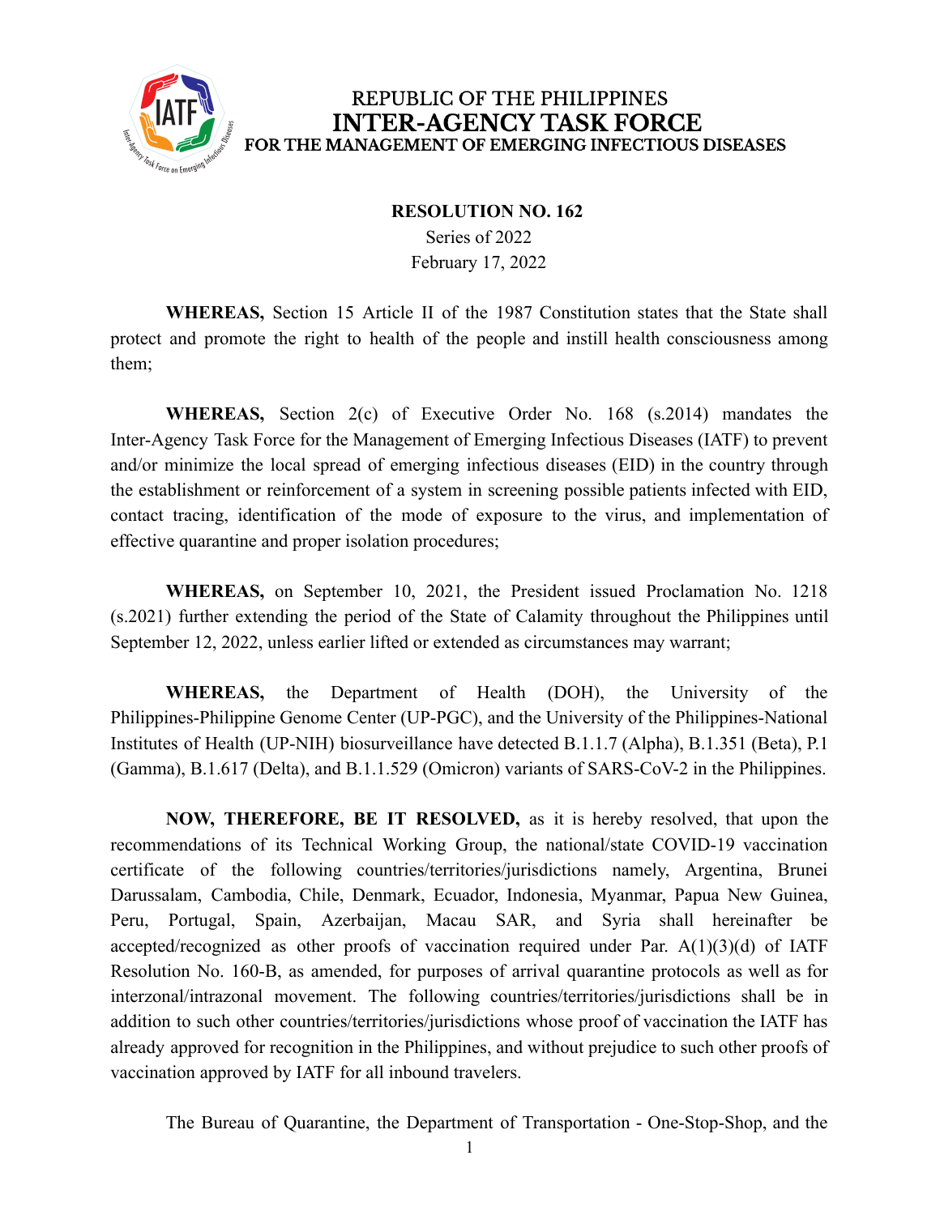REPUBLIC OF THE PHILIPPINES
# INTER-AGENCY TASK FORCE
## FOR THE MANAGEMENT OF EMERGING INFECTIOUS DISEASES

**RESOLUTION NO. 162**
Series of 2022
February 17, 2022

**WHEREAS,** Section 15 Article II of the 1987 Constitution states that the State shall protect and promote the right to health of the people and instill health consciousness among them;

**WHEREAS,** Section 2(c) of Executive Order No. 168 (s.2014) mandates the Inter-Agency Task Force for the Management of Emerging Infectious Diseases (IATF) to prevent and/or minimize the local spread of emerging infectious diseases (EID) in the country through the establishment or reinforcement of a system in screening possible patients infected with EID, contact tracing, identification of the mode of exposure to the virus, and implementation of effective quarantine and proper isolation procedures;

**WHEREAS,** on September 10, 2021, the President issued Proclamation No. 1218 (s.2021) further extending the period of the State of Calamity throughout the Philippines until September 12, 2022, unless earlier lifted or extended as circumstances may warrant;

**WHEREAS,** the Department of Health (DOH), the University of the Philippines-Philippine Genome Center (UP-PGC), and the University of the Philippines-National Institutes of Health (UP-NIH) biosurveillance have detected B.1.1.7 (Alpha), B.1.351 (Beta), P.1 (Gamma), B.1.617 (Delta), and B.1.1.529 (Omicron) variants of SARS-CoV-2 in the Philippines.

**NOW, THEREFORE, BE IT RESOLVED,** as it is hereby resolved, that upon the recommendations of its Technical Working Group, the national/state COVID-19 vaccination certificate of the following countries/territories/jurisdictions namely, Argentina, Brunei Darussalam, Cambodia, Chile, Denmark, Ecuador, Indonesia, Myanmar, Papua New Guinea, Peru, Portugal, Spain, Azerbaijan, Macau SAR, and Syria shall hereinafter be accepted/recognized as other proofs of vaccination required under Par. A(1)(3)(d) of IATF Resolution No. 160-B, as amended, for purposes of arrival quarantine protocols as well as for interzonal/intrazonal movement. The following countries/territories/jurisdictions shall be in addition to such other countries/territories/jurisdictions whose proof of vaccination the IATF has already approved for recognition in the Philippines, and without prejudice to such other proofs of vaccination approved by IATF for all inbound travelers.

The Bureau of Quarantine, the Department of Transportation - One-Stop-Shop, and the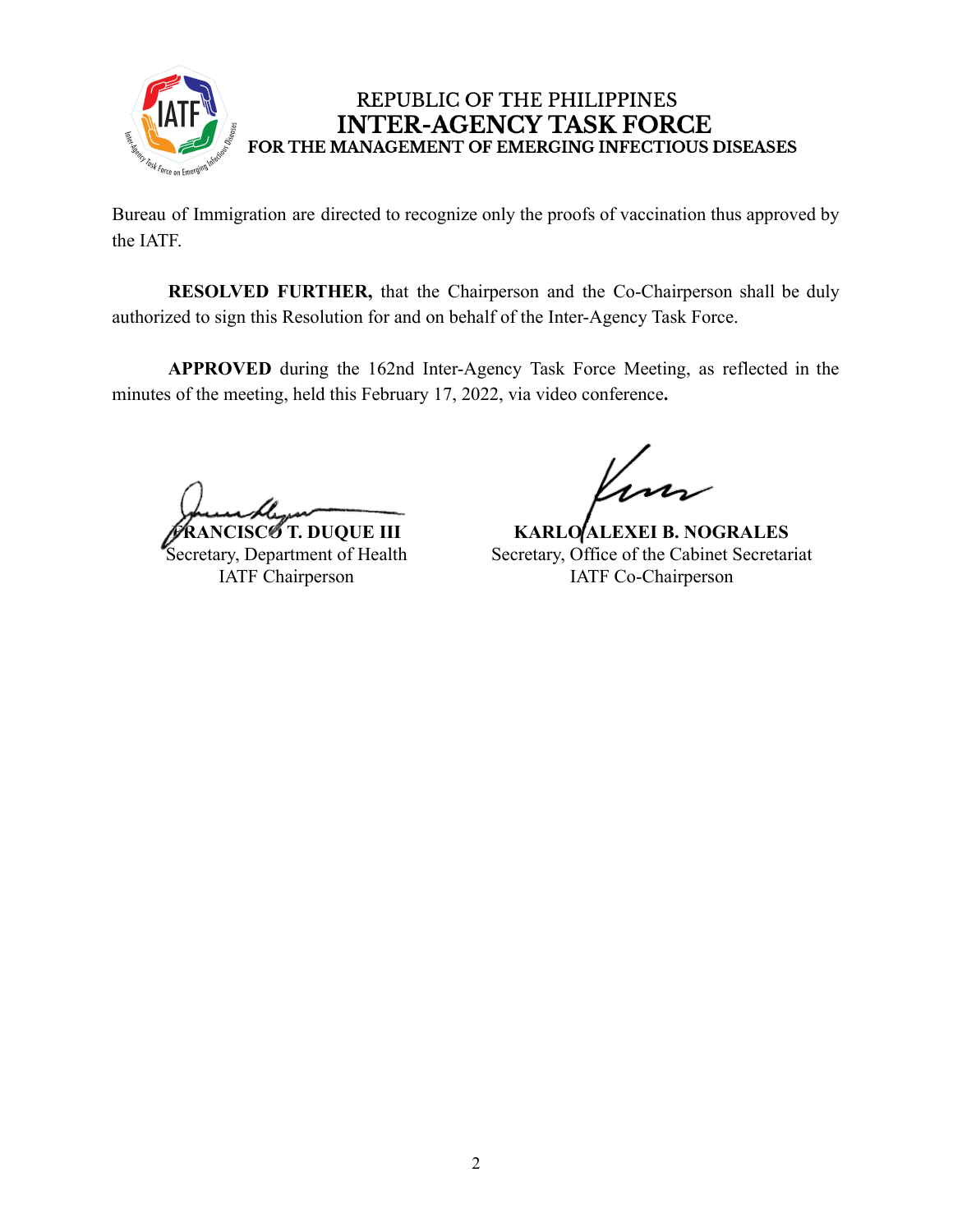Bureau of Immigration are directed to recognize only the proofs of vaccination thus approved by the IATF.

**RESOLVED FURTHER,** that the Chairperson and the Co-Chairperson shall be duly authorized to sign this Resolution for and on behalf of the Inter-Agency Task Force.

**APPROVED** during the 162nd Inter-Agency Task Force Meeting, as reflected in the minutes of the meeting, held this February 17, 2022, via video conference**.**

**FRANCISCO T. DUQUE III**
Secretary, Department of Health
IATF Chairperson

**KARLO ALEXEI B. NOGRALES**
Secretary, Office of the Cabinet Secretariat
IATF Co-Chairperson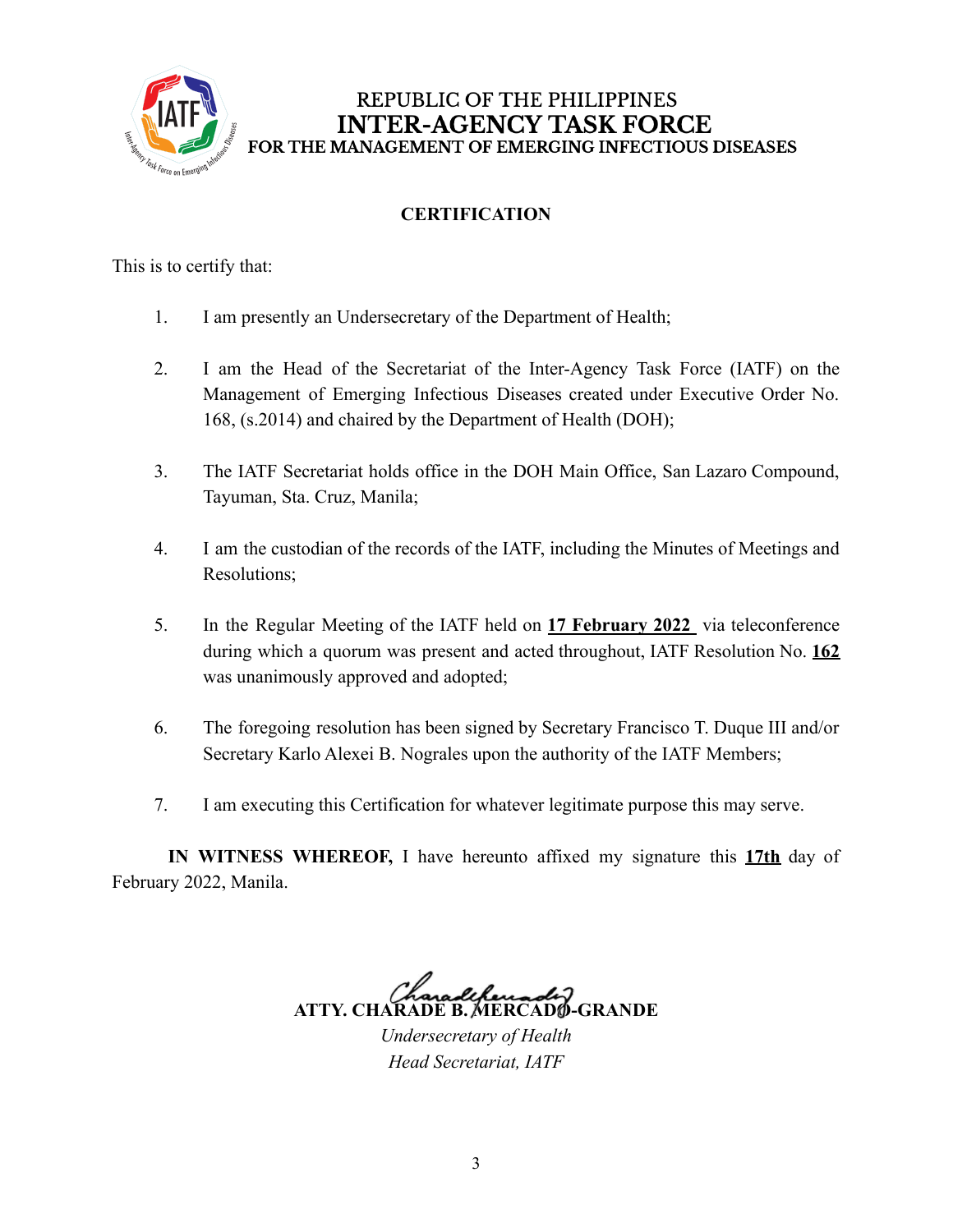REPUBLIC OF THE PHILIPPINES
**INTER-AGENCY TASK FORCE**
**FOR THE MANAGEMENT OF EMERGING INFECTIOUS DISEASES**

## CERTIFICATION

This is to certify that:

1. I am presently an Undersecretary of the Department of Health;

2. I am the Head of the Secretariat of the Inter-Agency Task Force (IATF) on the Management of Emerging Infectious Diseases created under Executive Order No. 168, (s.2014) and chaired by the Department of Health (DOH);

3. The IATF Secretariat holds office in the DOH Main Office, San Lazaro Compound, Tayuman, Sta. Cruz, Manila;

4. I am the custodian of the records of the IATF, including the Minutes of Meetings and Resolutions;

5. In the Regular Meeting of the IATF held on **17 February 2022** via teleconference during which a quorum was present and acted throughout, IATF Resolution No. **162** was unanimously approved and adopted;

6. The foregoing resolution has been signed by Secretary Francisco T. Duque III and/or Secretary Karlo Alexei B. Nograles upon the authority of the IATF Members;

7. I am executing this Certification for whatever legitimate purpose this may serve.

**IN WITNESS WHEREOF,** I have hereunto affixed my signature this **17th** day of February 2022, Manila.

**ATTY. CHARADE B. MERCADO-GRANDE**
*Undersecretary of Health*
*Head Secretariat, IATF*